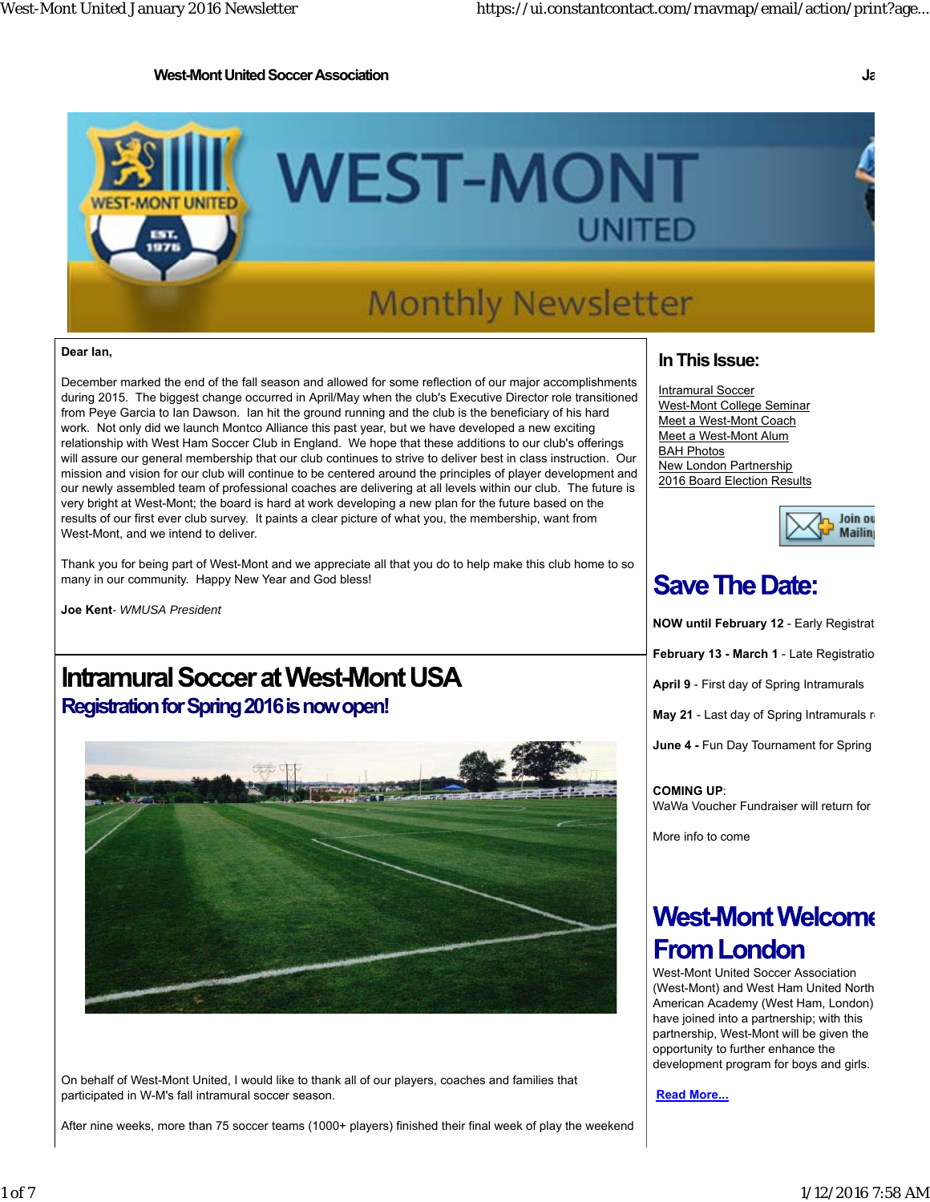**West-Mont United Soccer Association**

Dear Ian,

December marked the end of the fall season and allowed for some reflection of our major accomplishments during 2015. The biggest change occurred in April/May when the club's Executive Director role transitioned from Peye Garcia to Ian Dawson. Ian hit the ground running and the club is the beneficiary of his hard work. Not only did we launch Montco Alliance this past year, but we have developed a new exciting relationship with West Ham Soccer Club in England. We hope that these additions to our club's offerings will assure our general membership that our club continues to strive to deliver best in class instruction. Our mission and vision for our club will continue to be centered around the principles of player development and our newly assembled team of professional coaches are delivering at all levels within our club. The future is very bright at West-Mont; the board is hard at work developing a new plan for the future based on the results of our first ever club survey. It paints a clear picture of what you, the membership, want from West-Mont, and we intend to deliver.

Thank you for being part of West-Mont and we appreciate all that you do to help make this club home to so many in our community. Happy New Year and God bless!

**Joe Kent**- *WMUSA President*

# Intramural Soccer at West-Mont USA

## Registration for Spring 2016 is now open!

On behalf of West-Mont United, I would like to thank all of our players, coaches and families that participated in W-M's fall intramural soccer season.

After nine weeks, more than 75 soccer teams (1000+ players) finished their final week of play the weekend

## In This Issue:

- Intramural Soccer
- West-Mont College Seminar
- Meet a West-Mont Coach
- Meet a West-Mont Alum
- BAH Photos
- New London Partnership
- 2016 Board Election Results

Join ou Mailin

# Save The Date:

**NOW until February 12** - Early Registrat

**February 13 - March 1** - Late Registratio

**April 9** - First day of Spring Intramurals

**May 21** - Last day of Spring Intramurals r

**June 4 -** Fun Day Tournament for Spring

**COMING UP**:
WaWa Voucher Fundraiser will return for

More info to come

# West-Mont Welcome From London

West-Mont United Soccer Association (West-Mont) and West Ham United North American Academy (West Ham, London) have joined into a partnership; with this partnership, West-Mont will be given the opportunity to further enhance the development program for boys and girls.

**Read More...**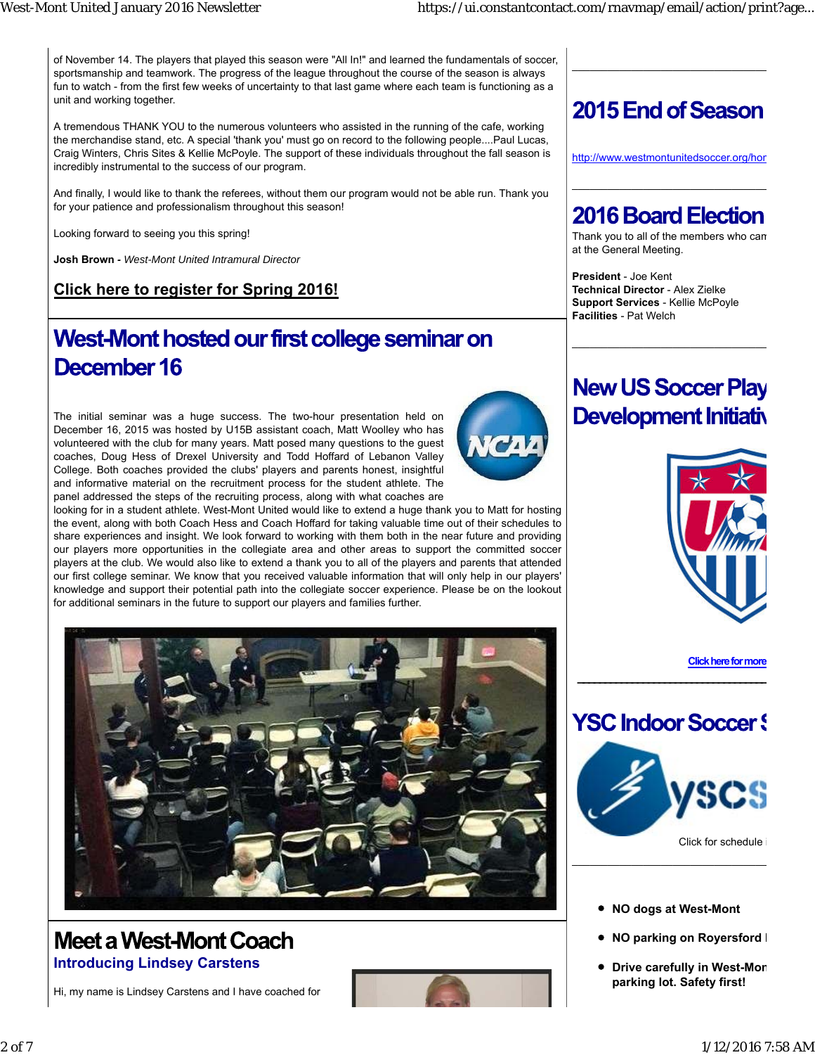of November 14. The players that played this season were "All In!" and learned the fundamentals of soccer, sportsmanship and teamwork. The progress of the league throughout the course of the season is always fun to watch - from the first few weeks of uncertainty to that last game where each team is functioning as a unit and working together.

A tremendous THANK YOU to the numerous volunteers who assisted in the running of the cafe, working the merchandise stand, etc. A special 'thank you' must go on record to the following people....Paul Lucas, Craig Winters, Chris Sites & Kellie McPoyle. The support of these individuals throughout the fall season is incredibly instrumental to the success of our program.

And finally, I would like to thank the referees, without them our program would not be able run. Thank you for your patience and professionalism throughout this season!

Looking forward to seeing you this spring!

**Josh Brown -** *West-Mont United Intramural Director*

**Click here to register for Spring 2016!**

# West-Mont hosted our first college seminar on December 16

The initial seminar was a huge success. The two-hour presentation held on December 16, 2015 was hosted by U15B assistant coach, Matt Woolley who has volunteered with the club for many years. Matt posed many questions to the guest coaches, Doug Hess of Drexel University and Todd Hoffard of Lebanon Valley College. Both coaches provided the clubs' players and parents honest, insightful and informative material on the recruitment process for the student athlete. The panel addressed the steps of the recruiting process, along with what coaches are looking for in a student athlete. West-Mont United would like to extend a huge thank you to Matt for hosting the event, along with both Coach Hess and Coach Hoffard for taking valuable time out of their schedules to share experiences and insight. We look forward to working with them both in the near future and providing our players more opportunities in the collegiate area and other areas to support the committed soccer players at the club. We would also like to extend a thank you to all of the players and parents that attended our first college seminar. We know that you received valuable information that will only help in our players' knowledge and support their potential path into the collegiate soccer experience. Please be on the lookout for additional seminars in the future to support our players and families further.

# Meet a West-Mont Coach

### Introducing Lindsey Carstens

Hi, my name is Lindsey Carstens and I have coached for

# 2015 End of Season

http://www.westmontunitedsoccer.org/hor

# 2016 Board Election

Thank you to all of the members who cam at the General Meeting.

**President** - Joe Kent
**Technical Director** - Alex Zielke
**Support Services** - Kellie McPoyle
**Facilities** - Pat Welch

# New US Soccer Play Development Initiativ

Click here for more

# YSC Indoor Soccer S

Click for schedule

- **NO dogs at West-Mont**
- **NO parking on Royersford**
- **Drive carefully in West-Mon parking lot. Safety first!**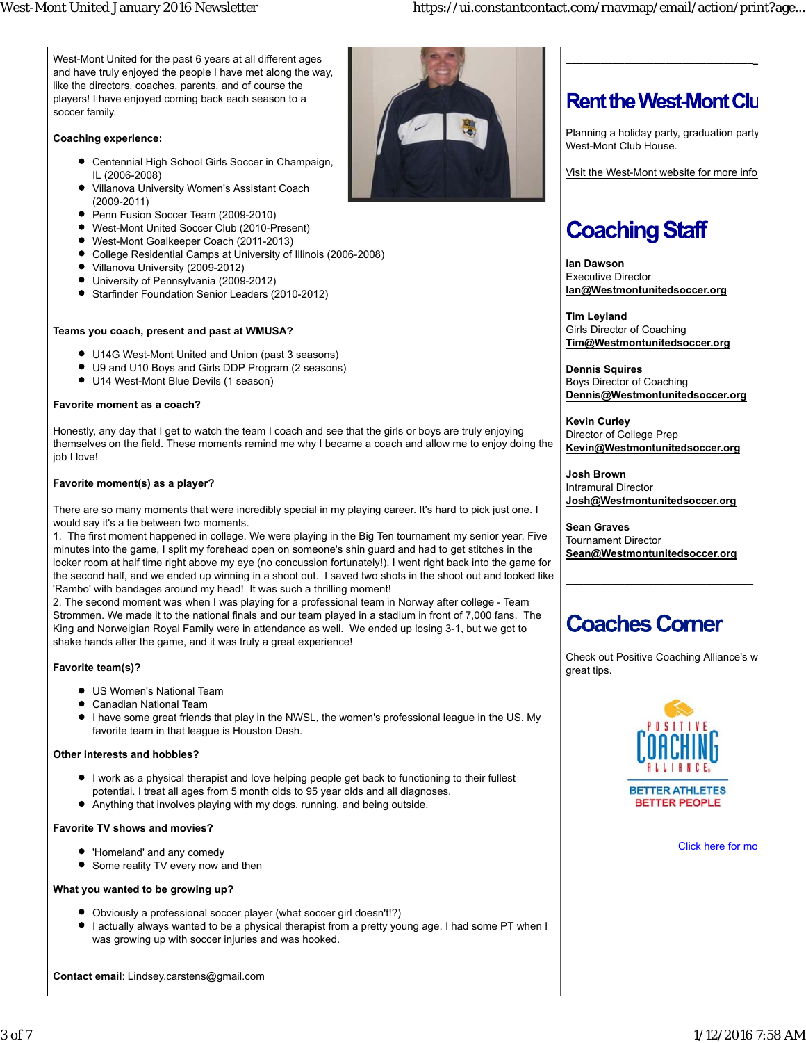West-Mont United for the past 6 years at all different ages and have truly enjoyed the people I have met along the way, like the directors, coaches, parents, and of course the players! I have enjoyed coming back each season to a soccer family.

**Coaching experience:**

- Centennial High School Girls Soccer in Champaign, IL (2006-2008)
- Villanova University Women's Assistant Coach (2009-2011)
- Penn Fusion Soccer Team (2009-2010)
- West-Mont United Soccer Club (2010-Present)
- West-Mont Goalkeeper Coach (2011-2013)
- College Residential Camps at University of Illinois (2006-2008)
- Villanova University (2009-2012)
- University of Pennsylvania (2009-2012)
- Starfinder Foundation Senior Leaders (2010-2012)

**Teams you coach, present and past at WMUSA?**

- U14G West-Mont United and Union (past 3 seasons)
- U9 and U10 Boys and Girls DDP Program (2 seasons)
- U14 West-Mont Blue Devils (1 season)

**Favorite moment as a coach?**

Honestly, any day that I get to watch the team I coach and see that the girls or boys are truly enjoying themselves on the field. These moments remind me why I became a coach and allow me to enjoy doing the job I love!

**Favorite moment(s) as a player?**

There are so many moments that were incredibly special in my playing career. It's hard to pick just one. I would say it's a tie between two moments.
1. The first moment happened in college. We were playing in the Big Ten tournament my senior year. Five minutes into the game, I split my forehead open on someone's shin guard and had to get stitches in the locker room at half time right above my eye (no concussion fortunately!). I went right back into the game for the second half, and we ended up winning in a shoot out. I saved two shots in the shoot out and looked like 'Rambo' with bandages around my head! It was such a thrilling moment!
2. The second moment was when I was playing for a professional team in Norway after college - Team Strommen. We made it to the national finals and our team played in a stadium in front of 7,000 fans. The King and Norweigian Royal Family were in attendance as well. We ended up losing 3-1, but we got to shake hands after the game, and it was truly a great experience!

**Favorite team(s)?**

- US Women's National Team
- Canadian National Team
- I have some great friends that play in the NWSL, the women's professional league in the US. My favorite team in that league is Houston Dash.

**Other interests and hobbies?**

- I work as a physical therapist and love helping people get back to functioning to their fullest potential. I treat all ages from 5 month olds to 95 year olds and all diagnoses.
- Anything that involves playing with my dogs, running, and being outside.

**Favorite TV shows and movies?**

- 'Homeland' and any comedy
- Some reality TV every now and then

**What you wanted to be growing up?**

- Obviously a professional soccer player (what soccer girl doesn't!?)
- I actually always wanted to be a physical therapist from a pretty young age. I had some PT when I was growing up with soccer injuries and was hooked.

**Contact email**: Lindsey.carstens@gmail.com

---

## Rent the West-Mont Clu

Planning a holiday party, graduation party West-Mont Club House.

Visit the West-Mont website for more info

## Coaching Staff

**Ian Dawson**
Executive Director
**Ian@Westmontunitedsoccer.org**

**Tim Leyland**
Girls Director of Coaching
**Tim@Westmontunitedsoccer.org**

**Dennis Squires**
Boys Director of Coaching
**Dennis@Westmontunitedsoccer.org**

**Kevin Curley**
Director of College Prep
**Kevin@Westmontunitedsoccer.org**

**Josh Brown**
Intramural Director
**Josh@Westmontunitedsoccer.org**

**Sean Graves**
Tournament Director
**Sean@Westmontunitedsoccer.org**

## Coaches Corner

Check out Positive Coaching Alliance's w great tips.

POSITIVE COACHING ALLIANCE
BETTER ATHLETES
BETTER PEOPLE

Click here for mo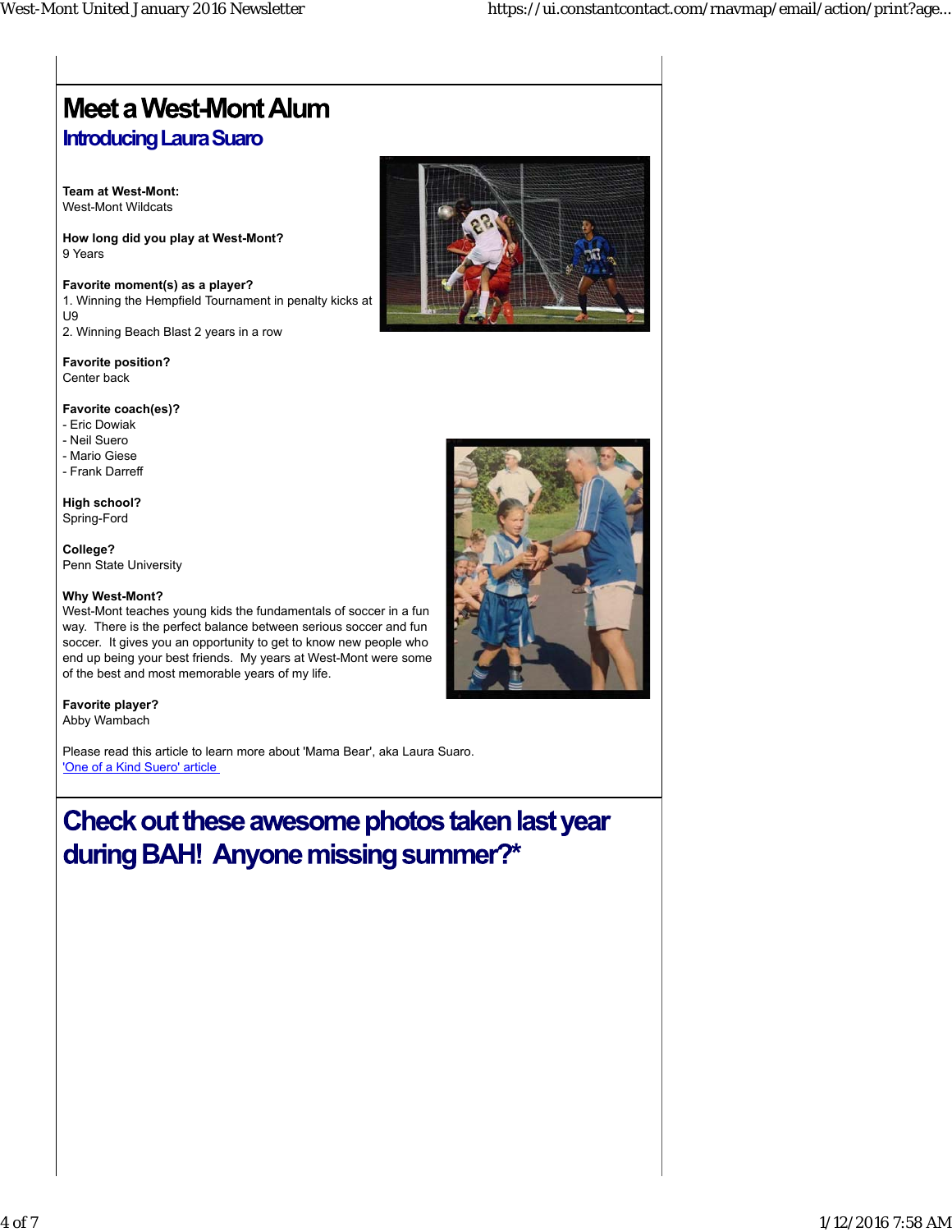# Meet a West-Mont Alum

## Introducing Laura Suaro

**Team at West-Mont:**
West-Mont Wildcats

**How long did you play at West-Mont?**
9 Years

**Favorite moment(s) as a player?**
1. Winning the Hempfield Tournament in penalty kicks at U9
2. Winning Beach Blast 2 years in a row

**Favorite position?**
Center back

**Favorite coach(es)?**
- Eric Dowiak
- Neil Suero
- Mario Giese
- Frank Darreff

**High school?**
Spring-Ford

**College?**
Penn State University

**Why West-Mont?**
West-Mont teaches young kids the fundamentals of soccer in a fun way. There is the perfect balance between serious soccer and fun soccer. It gives you an opportunity to get to know new people who end up being your best friends. My years at West-Mont were some of the best and most memorable years of my life.

**Favorite player?**
Abby Wambach

Please read this article to learn more about 'Mama Bear', aka Laura Suaro.
'One of a Kind Suero' article

# Check out these awesome photos taken last year during BAH! Anyone missing summer?*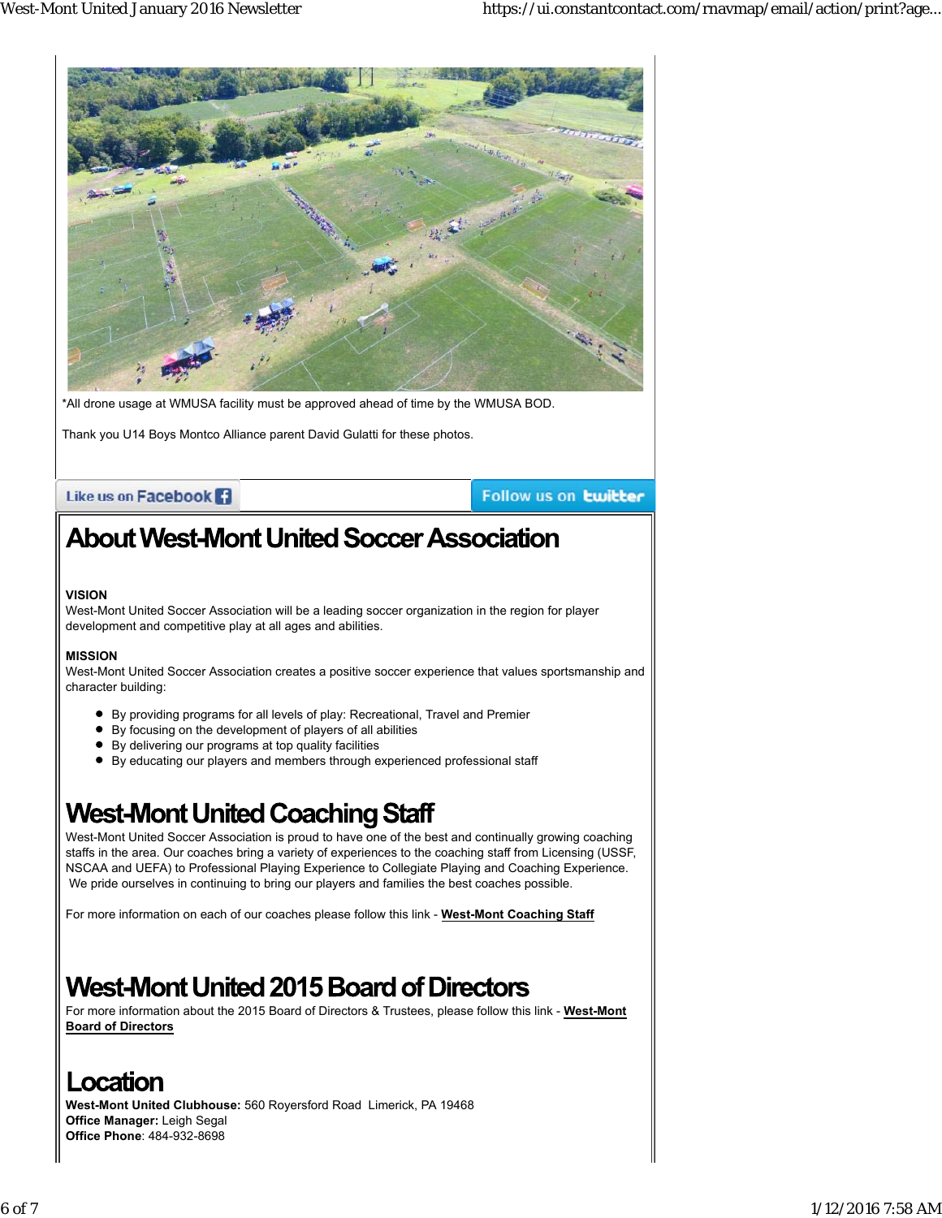*All drone usage at WMUSA facility must be approved ahead of time by the WMUSA BOD.

Thank you U14 Boys Montco Alliance parent David Gulatti for these photos.

Like us on Facebook

Follow us on twitter

# About West-Mont United Soccer Association

**VISION**
West-Mont United Soccer Association will be a leading soccer organization in the region for player development and competitive play at all ages and abilities.

**MISSION**
West-Mont United Soccer Association creates a positive soccer experience that values sportsmanship and character building:

- By providing programs for all levels of play: Recreational, Travel and Premier
- By focusing on the development of players of all abilities
- By delivering our programs at top quality facilities
- By educating our players and members through experienced professional staff

# West-Mont United Coaching Staff

West-Mont United Soccer Association is proud to have one of the best and continually growing coaching staffs in the area. Our coaches bring a variety of experiences to the coaching staff from Licensing (USSF, NSCAA and UEFA) to Professional Playing Experience to Collegiate Playing and Coaching Experience. We pride ourselves in continuing to bring our players and families the best coaches possible.

For more information on each of our coaches please follow this link - **West-Mont Coaching Staff**

# West-Mont United 2015 Board of Directors

For more information about the 2015 Board of Directors & Trustees, please follow this link - **West-Mont Board of Directors**

# Location

**West-Mont United Clubhouse:** 560 Royersford Road Limerick, PA 19468
**Office Manager:** Leigh Segal
**Office Phone**: 484-932-8698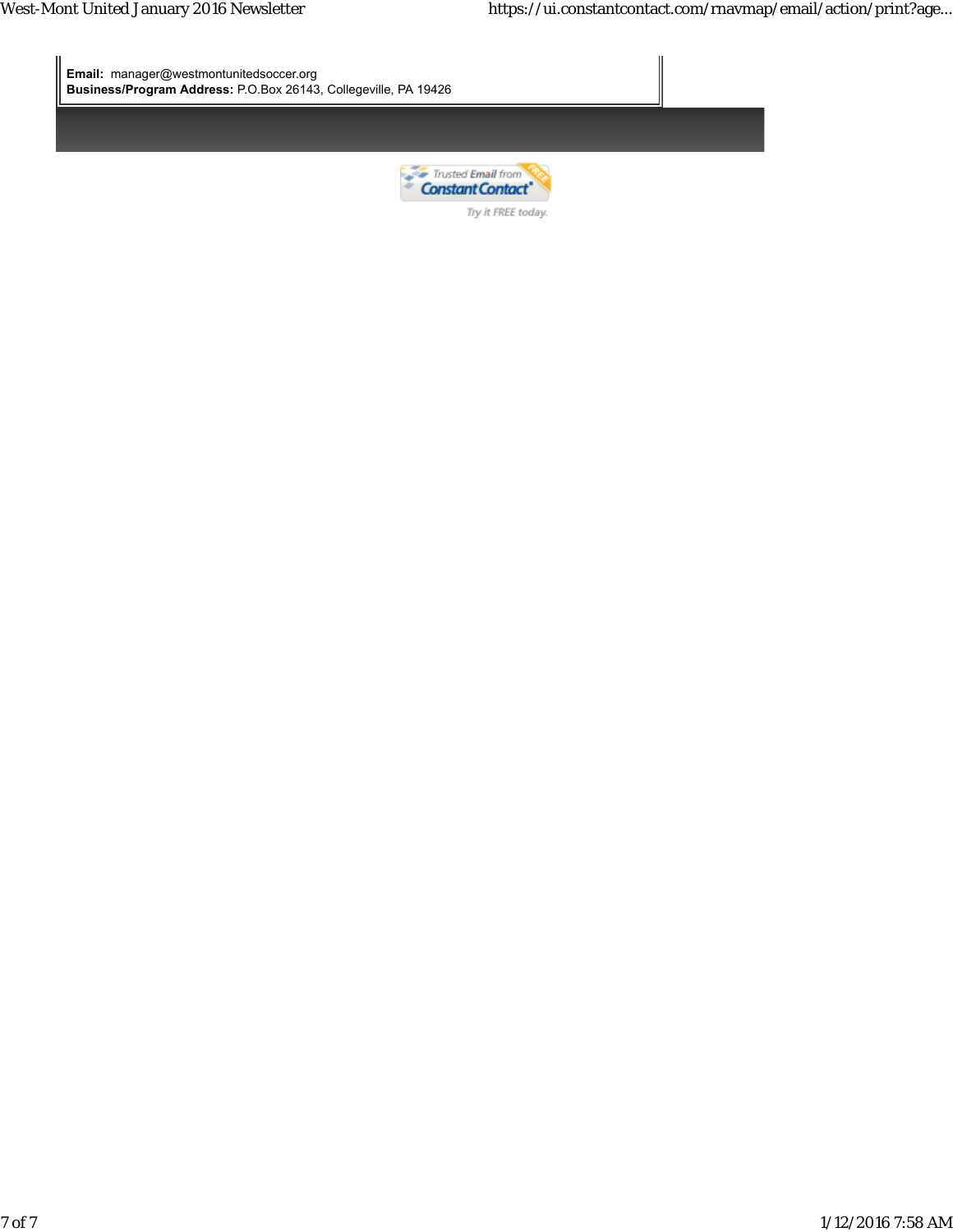**Email:** manager@westmontunitedsoccer.org
**Business/Program Address:** P.O.Box 26143, Collegeville, PA 19426

Trusted Email from Constant Contact

Try it FREE today.